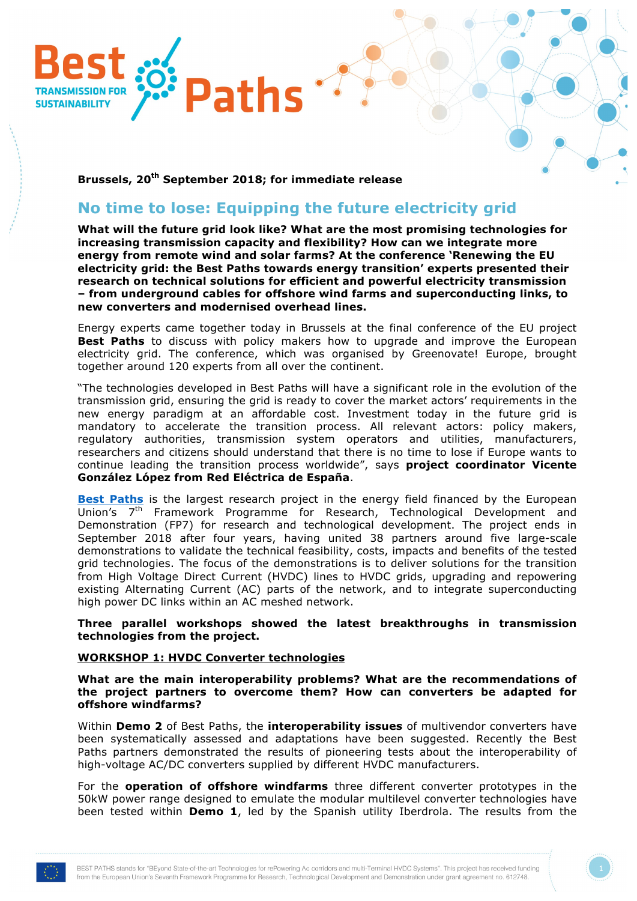Brussels, 20th September 2018; for immediate release

# No time to lose: Equipping the future electricity grid

**What will the future grid look like? What are the most promising technologies for increasing transmission capacity and flexibility? How can we integrate more energy from remote wind and solar farms? At the conference 'Renewing the EU electricity grid: the Best Paths towards energy transition' experts presented their research on technical solutions for efficient and powerful electricity transmission – from underground cables for offshore wind farms and superconducting links, to new converters and modernised overhead lines.**

Energy experts came together today in Brussels at the final conference of the EU project **Best Paths** to discuss with policy makers how to upgrade and improve the European electricity grid. The conference, which was organised by Greenovate! Europe, brought together around 120 experts from all over the continent.

"The technologies developed in Best Paths will have a significant role in the evolution of the transmission grid, ensuring the grid is ready to cover the market actors' requirements in the new energy paradigm at an affordable cost. Investment today in the future grid is mandatory to accelerate the transition process. All relevant actors: policy makers, regulatory authorities, transmission system operators and utilities, manufacturers, researchers and citizens should understand that there is no time to lose if Europe wants to continue leading the transition process worldwide", says **project coordinator Vicente González López from Red Eléctrica de España**.

**Best Paths** is the largest research project in the energy field financed by the European Union's 7th Framework Programme for Research, Technological Development and Demonstration (FP7) for research and technological development. The project ends in September 2018 after four years, having united 38 partners around five large-scale demonstrations to validate the technical feasibility, costs, impacts and benefits of the tested grid technologies. The focus of the demonstrations is to deliver solutions for the transition from High Voltage Direct Current (HVDC) lines to HVDC grids, upgrading and repowering existing Alternating Current (AC) parts of the network, and to integrate superconducting high power DC links within an AC meshed network.

**Three parallel workshops showed the latest breakthroughs in transmission technologies from the project.**

## WORKSHOP 1: HVDC Converter technologies

**What are the main interoperability problems? What are the recommendations of the project partners to overcome them? How can converters be adapted for offshore windfarms?**

Within **Demo 2** of Best Paths, the **interoperability issues** of multivendor converters have been systematically assessed and adaptations have been suggested. Recently the Best Paths partners demonstrated the results of pioneering tests about the interoperability of high-voltage AC/DC converters supplied by different HVDC manufacturers.

For the **operation of offshore windfarms** three different converter prototypes in the 50kW power range designed to emulate the modular multilevel converter technologies have been tested within **Demo 1**, led by the Spanish utility Iberdrola. The results from the

BEST PATHS stands for "BEyond State-of-the-art Technologies for rePowering Ac corridors and multi-Terminal HVDC Systems". This project has received funding from the European Union's Seventh Framework Programme for Research, Technological Development and Demonstration under grant agreement no. 612748.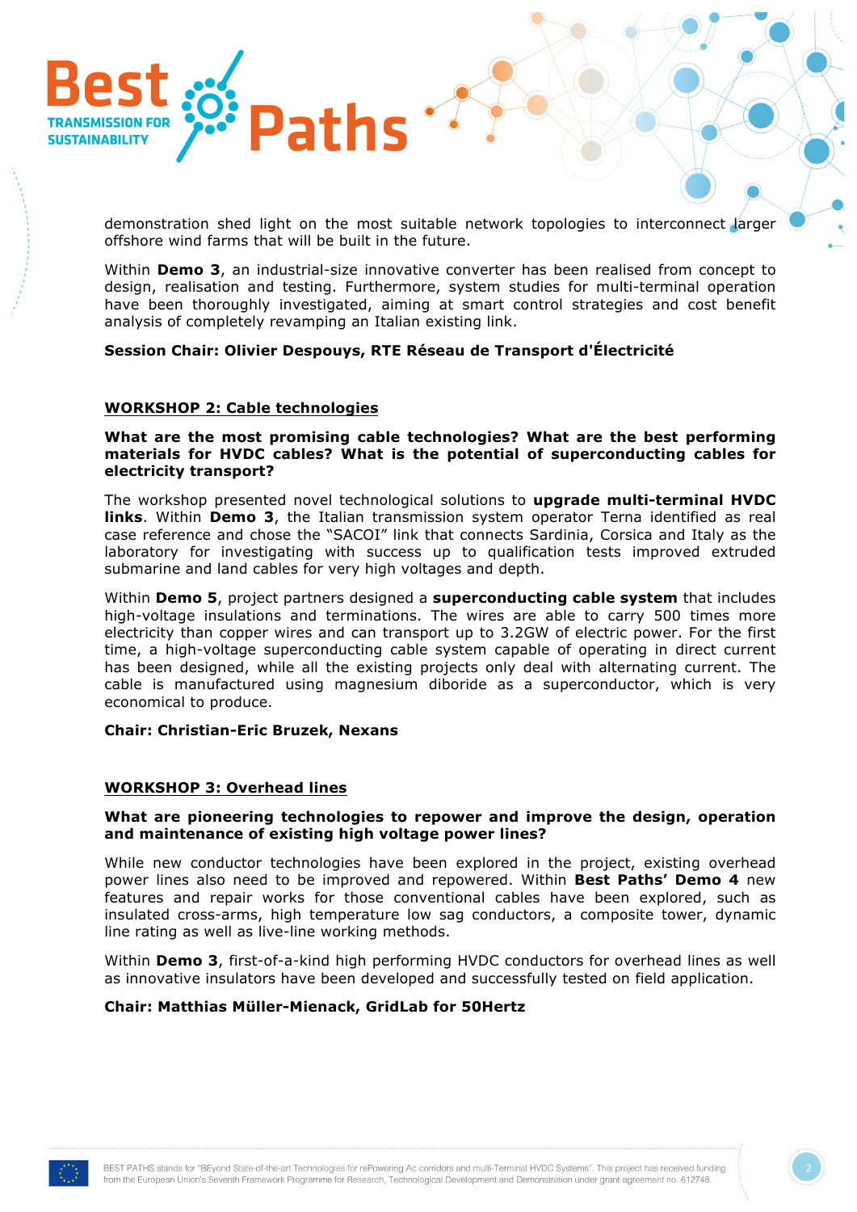demonstration shed light on the most suitable network topologies to interconnect larger offshore wind farms that will be built in the future.

Within **Demo 3**, an industrial-size innovative converter has been realised from concept to design, realisation and testing. Furthermore, system studies for multi-terminal operation have been thoroughly investigated, aiming at smart control strategies and cost benefit analysis of completely revamping an Italian existing link.

**Session Chair: Olivier Despouys, RTE Réseau de Transport d'Électricité**

## WORKSHOP 2: Cable technologies

**What are the most promising cable technologies? What are the best performing materials for HVDC cables? What is the potential of superconducting cables for electricity transport?**

The workshop presented novel technological solutions to **upgrade multi-terminal HVDC links**. Within **Demo 3**, the Italian transmission system operator Terna identified as real case reference and chose the "SACOI" link that connects Sardinia, Corsica and Italy as the laboratory for investigating with success up to qualification tests improved extruded submarine and land cables for very high voltages and depth.

Within **Demo 5**, project partners designed a **superconducting cable system** that includes high-voltage insulations and terminations. The wires are able to carry 500 times more electricity than copper wires and can transport up to 3.2GW of electric power. For the first time, a high-voltage superconducting cable system capable of operating in direct current has been designed, while all the existing projects only deal with alternating current. The cable is manufactured using magnesium diboride as a superconductor, which is very economical to produce.

**Chair: Christian-Eric Bruzek, Nexans**

## WORKSHOP 3: Overhead lines

**What are pioneering technologies to repower and improve the design, operation and maintenance of existing high voltage power lines?**

While new conductor technologies have been explored in the project, existing overhead power lines also need to be improved and repowered. Within **Best Paths' Demo 4** new features and repair works for those conventional cables have been explored, such as insulated cross-arms, high temperature low sag conductors, a composite tower, dynamic line rating as well as live-line working methods.

Within **Demo 3**, first-of-a-kind high performing HVDC conductors for overhead lines as well as innovative insulators have been developed and successfully tested on field application.

**Chair: Matthias Müller-Mienack, GridLab for 50Hertz**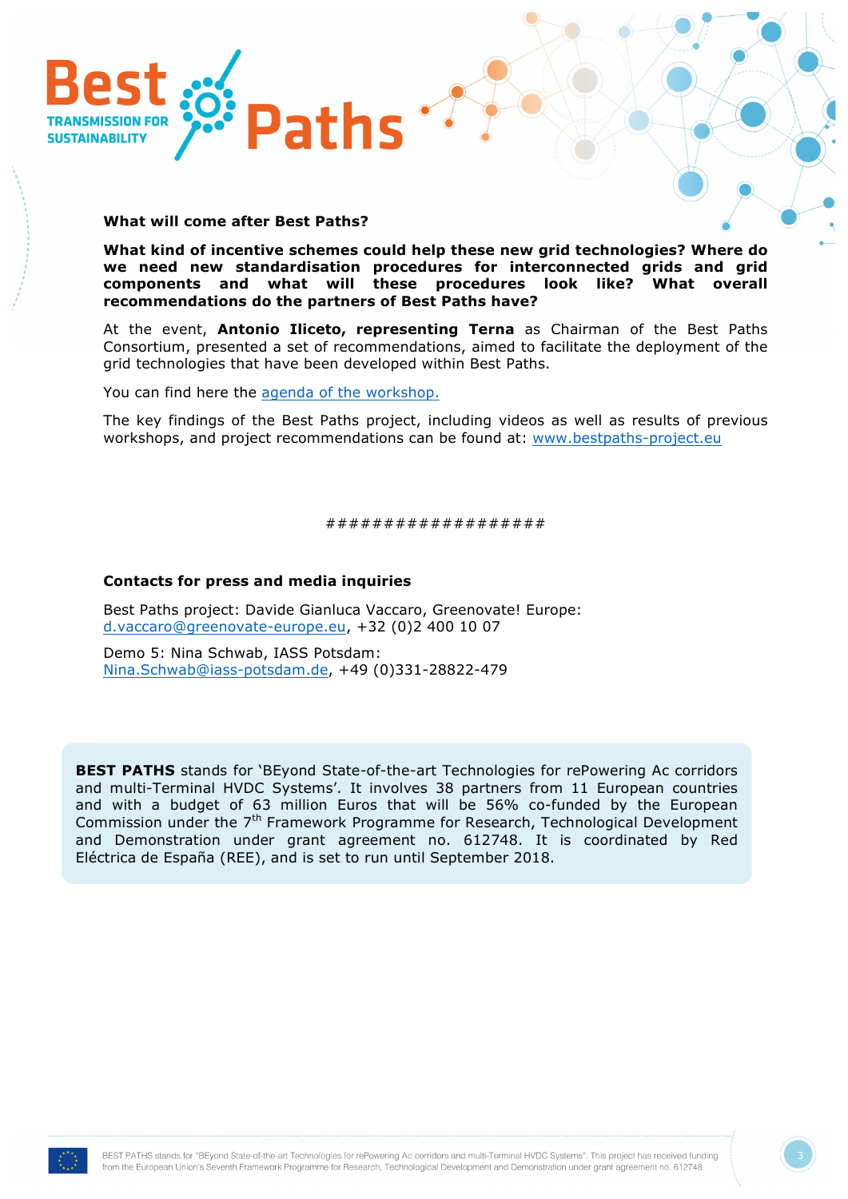**What will come after Best Paths?**

**What kind of incentive schemes could help these new grid technologies? Where do we need new standardisation procedures for interconnected grids and grid components and what will these procedures look like? What overall recommendations do the partners of Best Paths have?**

At the event, **Antonio Iliceto, representing Terna** as Chairman of the Best Paths Consortium, presented a set of recommendations, aimed to facilitate the deployment of the grid technologies that have been developed within Best Paths.

You can find here the [agenda of the workshop.]()

The key findings of the Best Paths project, including videos as well as results of previous workshops, and project recommendations can be found at: [www.bestpaths-project.eu](www.bestpaths-project.eu)

##################

**Contacts for press and media inquiries**

Best Paths project: Davide Gianluca Vaccaro, Greenovate! Europe: [d.vaccaro@greenovate-europe.eu](mailto:d.vaccaro@greenovate-europe.eu), +32 (0)2 400 10 07

Demo 5: Nina Schwab, IASS Potsdam: [Nina.Schwab@iass-potsdam.de](mailto:Nina.Schwab@iass-potsdam.de), +49 (0)331-28822-479

**BEST PATHS** stands for 'BEyond State-of-the-art Technologies for rePowering Ac corridors and multi-Terminal HVDC Systems'. It involves 38 partners from 11 European countries and with a budget of 63 million Euros that will be 56% co-funded by the European Commission under the 7th Framework Programme for Research, Technological Development and Demonstration under grant agreement no. 612748. It is coordinated by Red Eléctrica de España (REE), and is set to run until September 2018.